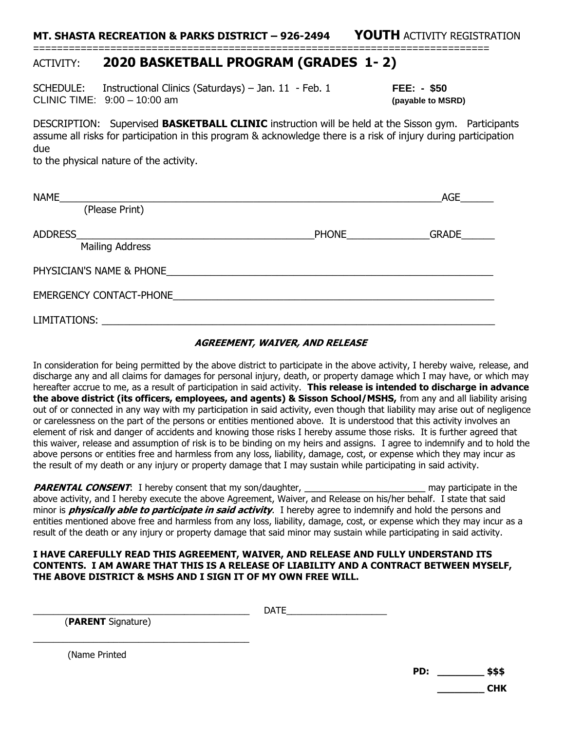**MT. SHASTA RECREATION & PARKS DISTRICT – 926-2494** **YOUTH** ACTIVITY REGISTRATION

============================================================================

# ACTIVITY: **2020 BASKETBALL PROGRAM (GRADES 1- 2)**

SCHEDULE: Instructional Clinics (Saturdays) – Jan. 11 - Feb. 1 **FEE: - $50**
CLINIC TIME: 9:00 – 10:00 am **(payable to MSRD)**

DESCRIPTION: Supervised **BASKETBALL CLINIC** instruction will be held at the Sisson gym. Participants assume all risks for participation in this program & acknowledge there is a risk of injury during participation due
to the physical nature of the activity.

NAME_______________________________________________________________________AGE______
(Please Print)

ADDRESS____________________________________________PHONE_______________GRADE______
Mailing Address

PHYSICIAN'S NAME & PHONE___________________________________________________________

EMERGENCY CONTACT-PHONE___________________________________________________________

LIMITATIONS: _____________________________________________________________________

***AGREEMENT, WAIVER, AND RELEASE***

In consideration for being permitted by the above district to participate in the above activity, I hereby waive, release, and discharge any and all claims for damages for personal injury, death, or property damage which I may have, or which may hereafter accrue to me, as a result of participation in said activity. **This release is intended to discharge in advance the above district (its officers, employees, and agents) & Sisson School/MSHS,** from any and all liability arising out of or connected in any way with my participation in said activity, even though that liability may arise out of negligence or carelessness on the part of the persons or entities mentioned above. It is understood that this activity involves an element of risk and danger of accidents and knowing those risks I hereby assume those risks. It is further agreed that this waiver, release and assumption of risk is to be binding on my heirs and assigns. I agree to indemnify and to hold the above persons or entities free and harmless from any loss, liability, damage, cost, or expense which they may incur as the result of my death or any injury or property damage that I may sustain while participating in said activity.

***PARENTAL CONSENT***: I hereby consent that my son/daughter, ________________________ may participate in the above activity, and I hereby execute the above Agreement, Waiver, and Release on his/her behalf. I state that said minor is ***physically able to participate in said activity***. I hereby agree to indemnify and hold the persons and entities mentioned above free and harmless from any loss, liability, damage, cost, or expense which they may incur as a result of the death or any injury or property damage that said minor may sustain while participating in said activity.

**I HAVE CAREFULLY READ THIS AGREEMENT, WAIVER, AND RELEASE AND FULLY UNDERSTAND ITS CONTENTS. I AM AWARE THAT THIS IS A RELEASE OF LIABILITY AND A CONTRACT BETWEEN MYSELF, THE ABOVE DISTRICT & MSHS AND I SIGN IT OF MY OWN FREE WILL.**

__________________________________________ DATE____________________
(**PARENT** Signature)

__________________________________________
(Name Printed

**PD: ________ $$$**

**________ CHK**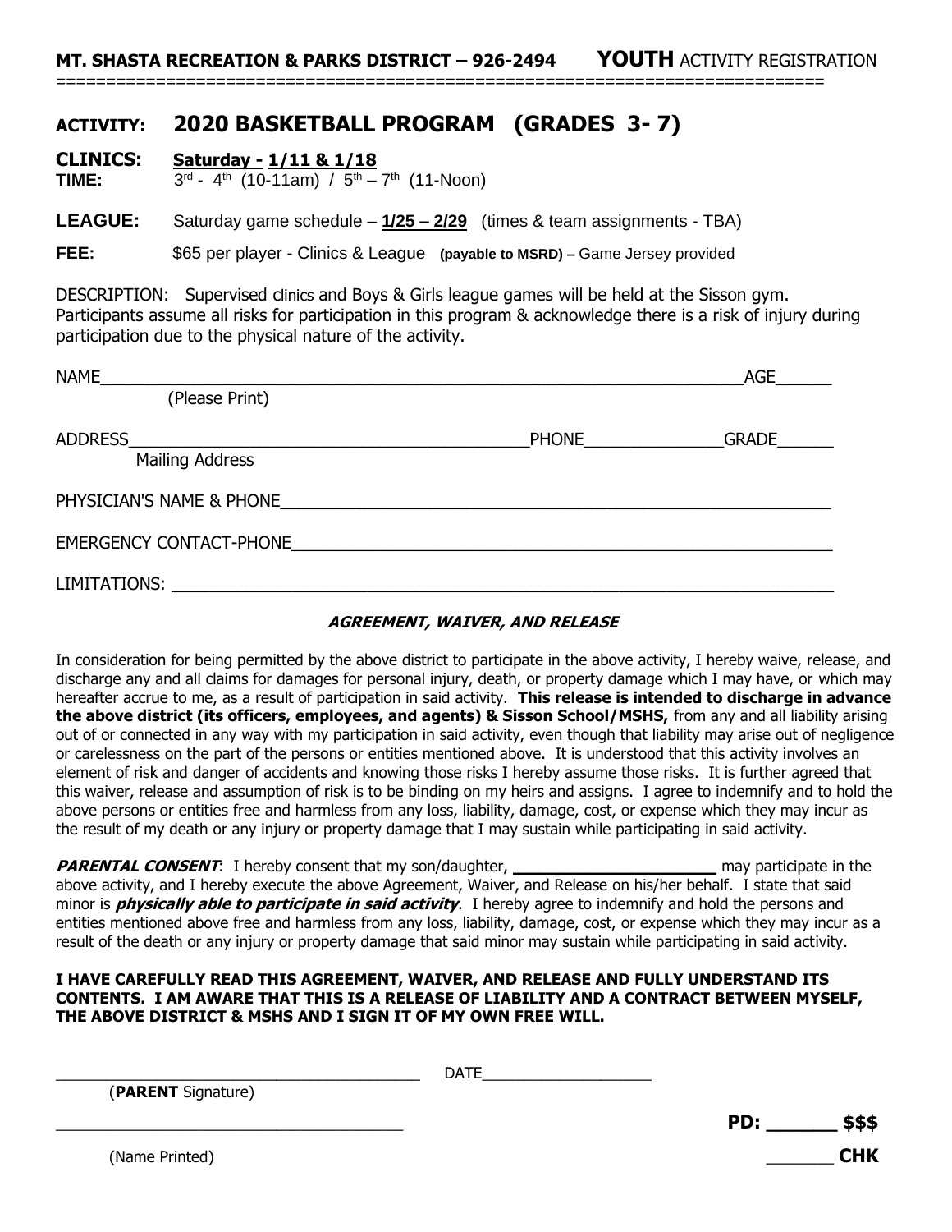**MT. SHASTA RECREATION & PARKS DISTRICT – 926-2494** **YOUTH** ACTIVITY REGISTRATION

===========================================================================

# ACTIVITY: 2020 BASKETBALL PROGRAM (GRADES 3- 7)

**CLINICS:** **Saturday - 1/11 & 1/18**

**TIME:** 3rd - 4th (10-11am) / 5th – 7th (11-Noon)

**LEAGUE:** Saturday game schedule – **1/25 – 2/29** (times & team assignments - TBA)

**FEE:** $65 per player - Clinics & League **(payable to MSRD) –** Game Jersey provided

DESCRIPTION: Supervised clinics and Boys & Girls league games will be held at the Sisson gym. Participants assume all risks for participation in this program & acknowledge there is a risk of injury during participation due to the physical nature of the activity.

NAME\_\_\_\_\_\_\_\_\_\_\_\_\_\_\_\_\_\_\_\_\_\_\_\_\_\_\_\_\_\_\_\_\_\_\_\_\_\_\_\_\_\_\_\_\_\_\_\_\_\_\_\_\_\_\_\_\_\_\_\_\_\_AGE\_\_\_\_\_\_
(Please Print)

ADDRESS\_\_\_\_\_\_\_\_\_\_\_\_\_\_\_\_\_\_\_\_\_\_\_\_\_\_\_\_\_\_\_\_\_\_\_\_\_\_PHONE\_\_\_\_\_\_\_\_\_\_\_\_\_\_GRADE\_\_\_\_\_\_
Mailing Address

PHYSICIAN'S NAME & PHONE\_\_\_\_\_\_\_\_\_\_\_\_\_\_\_\_\_\_\_\_\_\_\_\_\_\_\_\_\_\_\_\_\_\_\_\_\_\_\_\_\_\_\_\_\_\_\_\_\_\_

EMERGENCY CONTACT-PHONE\_\_\_\_\_\_\_\_\_\_\_\_\_\_\_\_\_\_\_\_\_\_\_\_\_\_\_\_\_\_\_\_\_\_\_\_\_\_\_\_\_\_\_\_\_\_\_\_\_\_

LIMITATIONS: \_\_\_\_\_\_\_\_\_\_\_\_\_\_\_\_\_\_\_\_\_\_\_\_\_\_\_\_\_\_\_\_\_\_\_\_\_\_\_\_\_\_\_\_\_\_\_\_\_\_\_\_\_\_\_\_\_\_\_\_

## *AGREEMENT, WAIVER, AND RELEASE*

In consideration for being permitted by the above district to participate in the above activity, I hereby waive, release, and discharge any and all claims for damages for personal injury, death, or property damage which I may have, or which may hereafter accrue to me, as a result of participation in said activity. **This release is intended to discharge in advance the above district (its officers, employees, and agents) & Sisson School/MSHS,** from any and all liability arising out of or connected in any way with my participation in said activity, even though that liability may arise out of negligence or carelessness on the part of the persons or entities mentioned above. It is understood that this activity involves an element of risk and danger of accidents and knowing those risks I hereby assume those risks. It is further agreed that this waiver, release and assumption of risk is to be binding on my heirs and assigns. I agree to indemnify and to hold the above persons or entities free and harmless from any loss, liability, damage, cost, or expense which they may incur as the result of my death or any injury or property damage that I may sustain while participating in said activity.

***PARENTAL CONSENT***: I hereby consent that my son/daughter, \_\_\_\_\_\_\_\_\_\_\_\_\_\_\_\_\_\_\_\_\_\_ may participate in the above activity, and I hereby execute the above Agreement, Waiver, and Release on his/her behalf. I state that said minor is ***physically able to participate in said activity***. I hereby agree to indemnify and hold the persons and entities mentioned above free and harmless from any loss, liability, damage, cost, or expense which they may incur as a result of the death or any injury or property damage that said minor may sustain while participating in said activity.

**I HAVE CAREFULLY READ THIS AGREEMENT, WAIVER, AND RELEASE AND FULLY UNDERSTAND ITS CONTENTS. I AM AWARE THAT THIS IS A RELEASE OF LIABILITY AND A CONTRACT BETWEEN MYSELF, THE ABOVE DISTRICT & MSHS AND I SIGN IT OF MY OWN FREE WILL.**

\_\_\_\_\_\_\_\_\_\_\_\_\_\_\_\_\_\_\_\_\_\_\_\_\_\_\_\_\_\_\_\_\_\_\_\_\_\_\_\_ DATE\_\_\_\_\_\_\_\_\_\_\_\_\_\_\_\_\_\_\_\_
(**PARENT** Signature)

\_\_\_\_\_\_\_\_\_\_\_\_\_\_\_\_\_\_\_\_\_\_\_\_\_\_\_\_\_\_\_\_\_\_\_\_\_\_\_\_ **PD: \_\_\_\_\_\_ $$$**
(Name Printed) \_\_\_\_\_\_\_ **CHK**